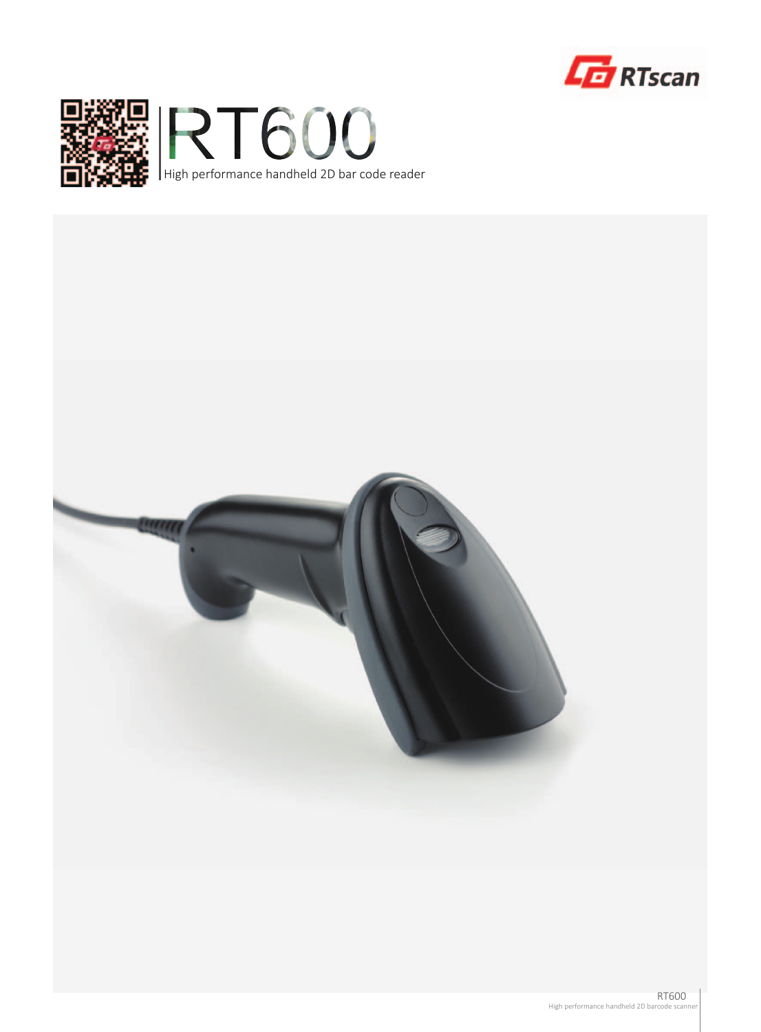# RT600

High performance handheld 2D bar code reader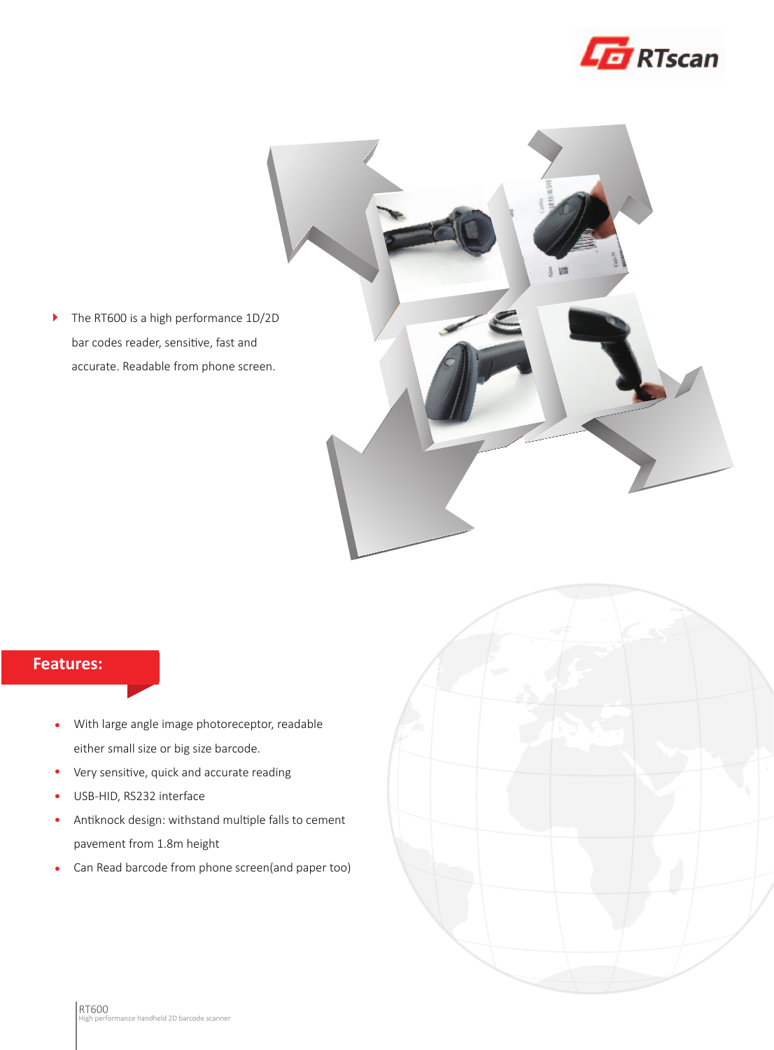- The RT600 is a high performance 1D/2D bar codes reader, sensitive, fast and accurate. Readable from phone screen.

## Features:

- With large angle image photoreceptor, readable either small size or big size barcode.
- Very sensitive, quick and accurate reading
- USB-HID, RS232 interface
- Antiknock design: withstand multiple falls to cement pavement from 1.8m height
- Can Read barcode from phone screen(and paper too)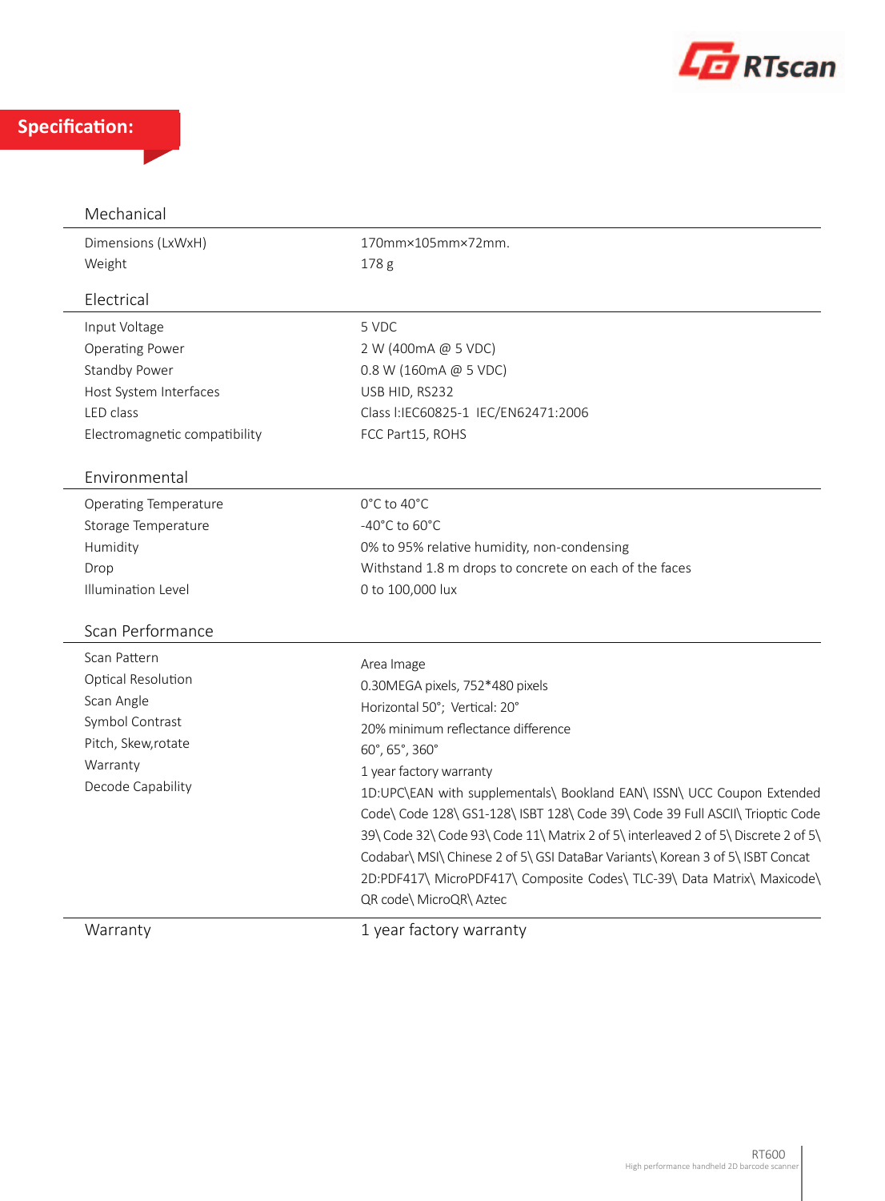## Specification:

### Mechanical

| | |
|---|---|
| Dimensions (LxWxH) | 170mm×105mm×72mm. |
| Weight | 178 g |

### Electrical

| | |
|---|---|
| Input Voltage | 5 VDC |
| Operating Power | 2 W (400mA @ 5 VDC) |
| Standby Power | 0.8 W (160mA @ 5 VDC) |
| Host System Interfaces | USB HID, RS232 |
| LED class | Class l:IEC60825-1 IEC/EN62471:2006 |
| Electromagnetic compatibility | FCC Part15, ROHS |

### Environmental

| | |
|---|---|
| Operating Temperature | 0°C to 40°C |
| Storage Temperature | -40°C to 60°C |
| Humidity | 0% to 95% relative humidity, non-condensing |
| Drop | Withstand 1.8 m drops to concrete on each of the faces |
| Illumination Level | 0 to 100,000 lux |

### Scan Performance

| | |
|---|---|
| Scan Pattern | Area Image |
| Optical Resolution | 0.30MEGA pixels, 752*480 pixels |
| Scan Angle | Horizontal 50°; Vertical: 20° |
| Symbol Contrast | 20% minimum reflectance difference |
| Pitch, Skew,rotate | 60°, 65°, 360° |
| Warranty | 1 year factory warranty |
| Decode Capability | 1D:UPC\EAN with supplementals\ Bookland EAN\ ISSN\ UCC Coupon Extended Code\ Code 128\ GS1-128\ ISBT 128\ Code 39\ Code 39 Full ASCII\ Trioptic Code 39\ Code 32\ Code 93\ Code 11\ Matrix 2 of 5\ interleaved 2 of 5\ Discrete 2 of 5\ Codabar\ MSI\ Chinese 2 of 5\ GSI DataBar Variants\ Korean 3 of 5\ ISBT Concat 2D:PDF417\ MicroPDF417\ Composite Codes\ TLC-39\ Data Matrix\ Maxicode\ QR code\ MicroQR\ Aztec |

| | |
|---|---|
| Warranty | 1 year factory warranty |